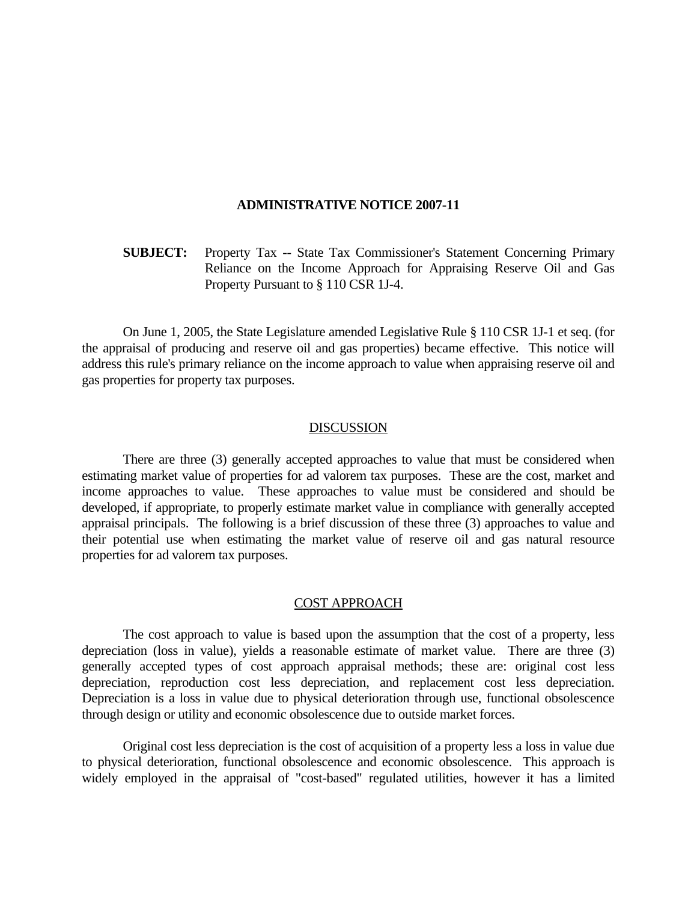# ADMINISTRATIVE NOTICE 2007-11

**SUBJECT:** Property Tax -- State Tax Commissioner's Statement Concerning Primary Reliance on the Income Approach for Appraising Reserve Oil and Gas Property Pursuant to § 110 CSR 1J-4.

On June 1, 2005, the State Legislature amended Legislative Rule § 110 CSR 1J-1 et seq. (for the appraisal of producing and reserve oil and gas properties) became effective. This notice will address this rule's primary reliance on the income approach to value when appraising reserve oil and gas properties for property tax purposes.

## DISCUSSION

There are three (3) generally accepted approaches to value that must be considered when estimating market value of properties for ad valorem tax purposes. These are the cost, market and income approaches to value. These approaches to value must be considered and should be developed, if appropriate, to properly estimate market value in compliance with generally accepted appraisal principals. The following is a brief discussion of these three (3) approaches to value and their potential use when estimating the market value of reserve oil and gas natural resource properties for ad valorem tax purposes.

## COST APPROACH

The cost approach to value is based upon the assumption that the cost of a property, less depreciation (loss in value), yields a reasonable estimate of market value. There are three (3) generally accepted types of cost approach appraisal methods; these are: original cost less depreciation, reproduction cost less depreciation, and replacement cost less depreciation. Depreciation is a loss in value due to physical deterioration through use, functional obsolescence through design or utility and economic obsolescence due to outside market forces.

Original cost less depreciation is the cost of acquisition of a property less a loss in value due to physical deterioration, functional obsolescence and economic obsolescence. This approach is widely employed in the appraisal of "cost-based" regulated utilities, however it has a limited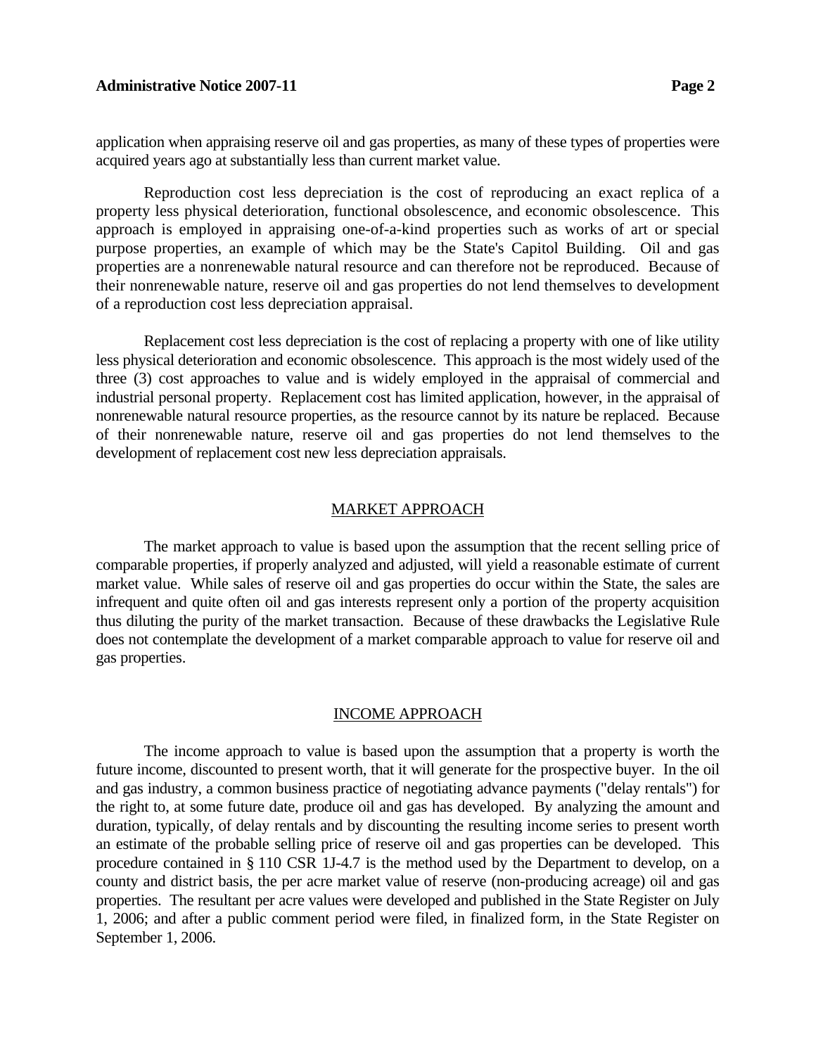application when appraising reserve oil and gas properties, as many of these types of properties were acquired years ago at substantially less than current market value.

Reproduction cost less depreciation is the cost of reproducing an exact replica of a property less physical deterioration, functional obsolescence, and economic obsolescence. This approach is employed in appraising one-of-a-kind properties such as works of art or special purpose properties, an example of which may be the State's Capitol Building. Oil and gas properties are a nonrenewable natural resource and can therefore not be reproduced. Because of their nonrenewable nature, reserve oil and gas properties do not lend themselves to development of a reproduction cost less depreciation appraisal.

Replacement cost less depreciation is the cost of replacing a property with one of like utility less physical deterioration and economic obsolescence. This approach is the most widely used of the three (3) cost approaches to value and is widely employed in the appraisal of commercial and industrial personal property. Replacement cost has limited application, however, in the appraisal of nonrenewable natural resource properties, as the resource cannot by its nature be replaced. Because of their nonrenewable nature, reserve oil and gas properties do not lend themselves to the development of replacement cost new less depreciation appraisals.

## MARKET APPROACH

The market approach to value is based upon the assumption that the recent selling price of comparable properties, if properly analyzed and adjusted, will yield a reasonable estimate of current market value. While sales of reserve oil and gas properties do occur within the State, the sales are infrequent and quite often oil and gas interests represent only a portion of the property acquisition thus diluting the purity of the market transaction. Because of these drawbacks the Legislative Rule does not contemplate the development of a market comparable approach to value for reserve oil and gas properties.

## INCOME APPROACH

The income approach to value is based upon the assumption that a property is worth the future income, discounted to present worth, that it will generate for the prospective buyer. In the oil and gas industry, a common business practice of negotiating advance payments ("delay rentals") for the right to, at some future date, produce oil and gas has developed. By analyzing the amount and duration, typically, of delay rentals and by discounting the resulting income series to present worth an estimate of the probable selling price of reserve oil and gas properties can be developed. This procedure contained in § 110 CSR 1J-4.7 is the method used by the Department to develop, on a county and district basis, the per acre market value of reserve (non-producing acreage) oil and gas properties. The resultant per acre values were developed and published in the State Register on July 1, 2006; and after a public comment period were filed, in finalized form, in the State Register on September 1, 2006.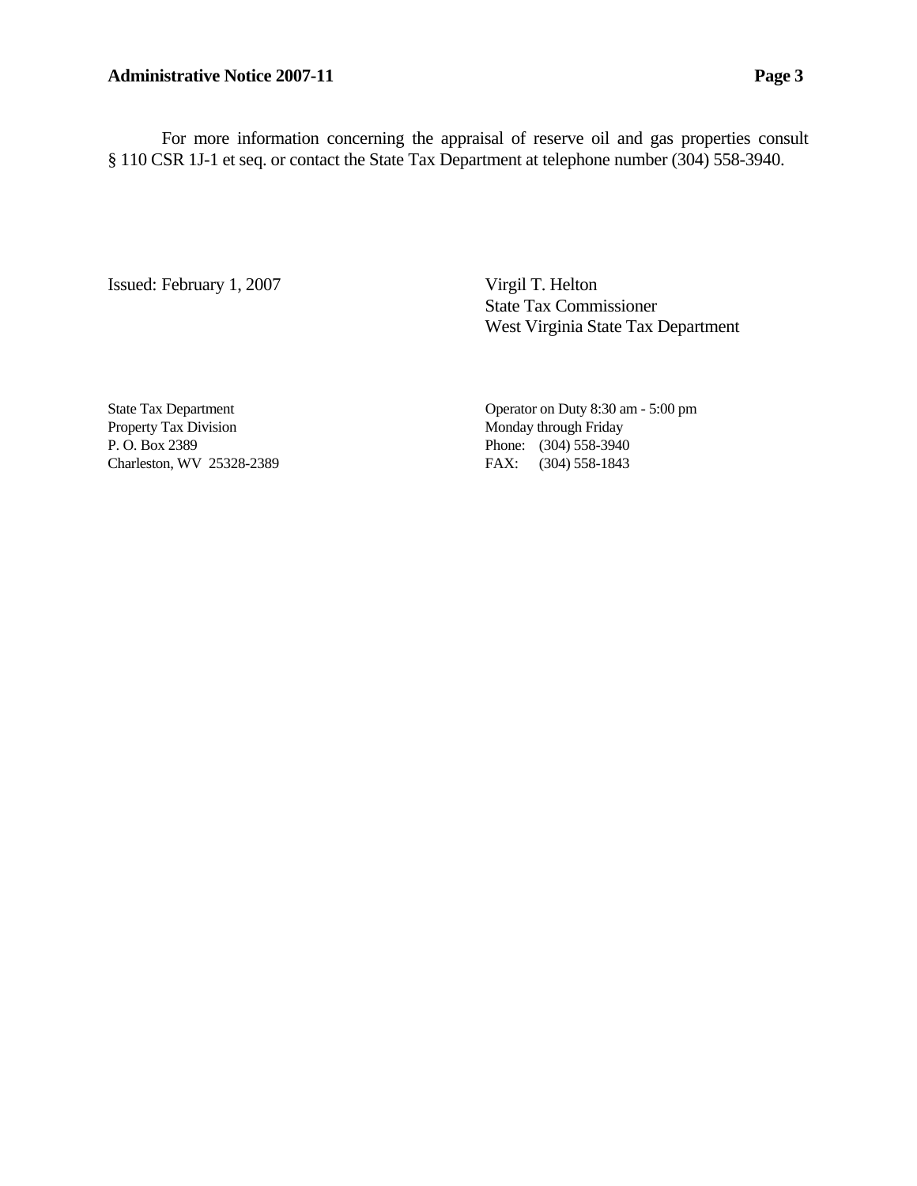For more information concerning the appraisal of reserve oil and gas properties consult § 110 CSR 1J-1 et seq. or contact the State Tax Department at telephone number (304) 558-3940.

Issued: February 1, 2007

Virgil T. Helton
State Tax Commissioner
West Virginia State Tax Department

State Tax Department
Property Tax Division
P. O. Box 2389
Charleston, WV 25328-2389

Operator on Duty 8:30 am - 5:00 pm
Monday through Friday
Phone: (304) 558-3940
FAX: (304) 558-1843